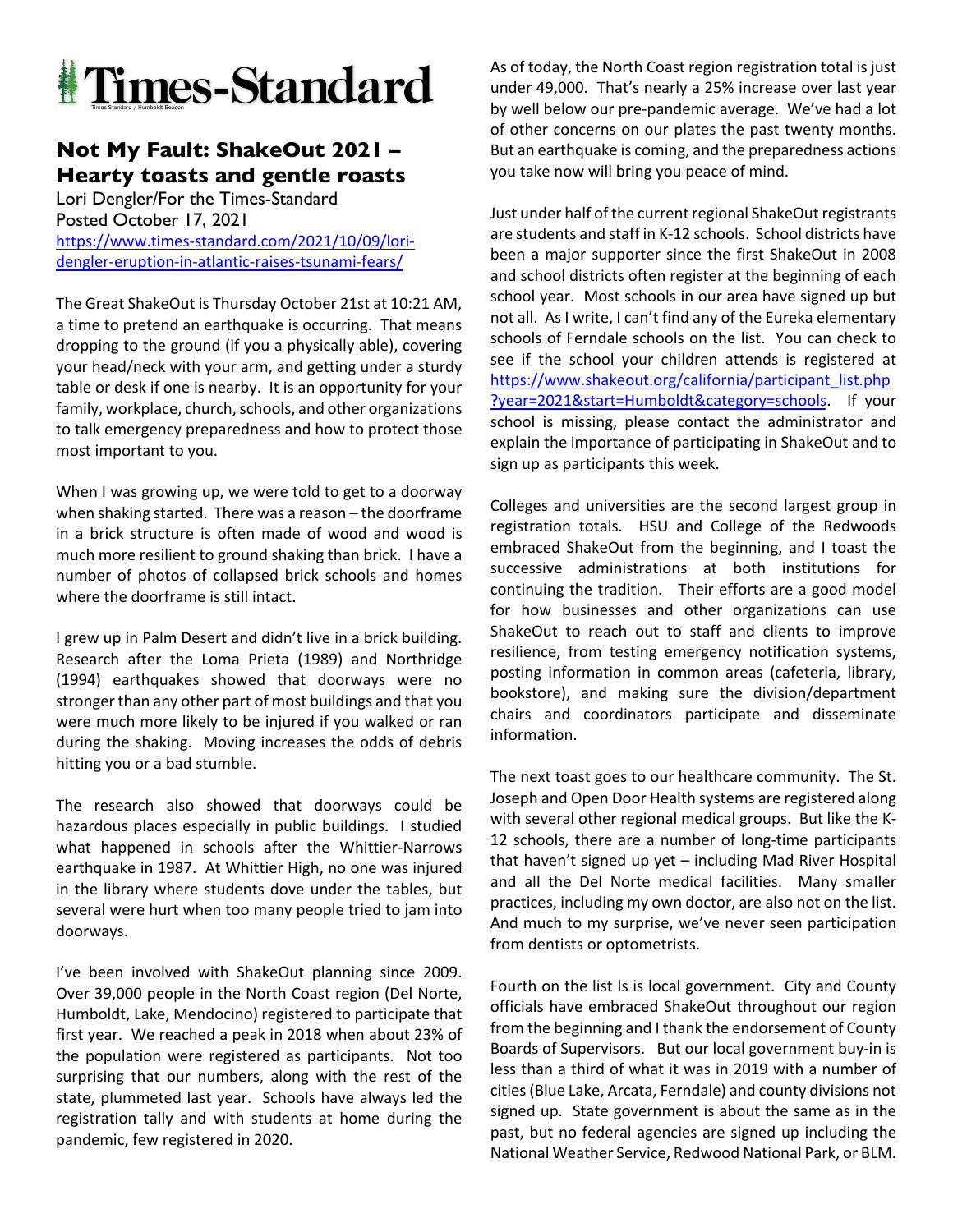# Times-Standard

## Not My Fault: ShakeOut 2021 – Hearty toasts and gentle roasts

Lori Dengler/For the Times-Standard
Posted October 17, 2021
https://www.times-standard.com/2021/10/09/lori-dengler-eruption-in-atlantic-raises-tsunami-fears/

The Great ShakeOut is Thursday October 21st at 10:21 AM, a time to pretend an earthquake is occurring. That means dropping to the ground (if you a physically able), covering your head/neck with your arm, and getting under a sturdy table or desk if one is nearby. It is an opportunity for your family, workplace, church, schools, and other organizations to talk emergency preparedness and how to protect those most important to you.

When I was growing up, we were told to get to a doorway when shaking started. There was a reason – the doorframe in a brick structure is often made of wood and wood is much more resilient to ground shaking than brick. I have a number of photos of collapsed brick schools and homes where the doorframe is still intact.

I grew up in Palm Desert and didn't live in a brick building. Research after the Loma Prieta (1989) and Northridge (1994) earthquakes showed that doorways were no stronger than any other part of most buildings and that you were much more likely to be injured if you walked or ran during the shaking. Moving increases the odds of debris hitting you or a bad stumble.

The research also showed that doorways could be hazardous places especially in public buildings. I studied what happened in schools after the Whittier-Narrows earthquake in 1987. At Whittier High, no one was injured in the library where students dove under the tables, but several were hurt when too many people tried to jam into doorways.

I've been involved with ShakeOut planning since 2009. Over 39,000 people in the North Coast region (Del Norte, Humboldt, Lake, Mendocino) registered to participate that first year. We reached a peak in 2018 when about 23% of the population were registered as participants. Not too surprising that our numbers, along with the rest of the state, plummeted last year. Schools have always led the registration tally and with students at home during the pandemic, few registered in 2020.

As of today, the North Coast region registration total is just under 49,000. That's nearly a 25% increase over last year by well below our pre-pandemic average. We've had a lot of other concerns on our plates the past twenty months. But an earthquake is coming, and the preparedness actions you take now will bring you peace of mind.

Just under half of the current regional ShakeOut registrants are students and staff in K-12 schools. School districts have been a major supporter since the first ShakeOut in 2008 and school districts often register at the beginning of each school year. Most schools in our area have signed up but not all. As I write, I can't find any of the Eureka elementary schools of Ferndale schools on the list. You can check to see if the school your children attends is registered at https://www.shakeout.org/california/participant_list.php?year=2021&start=Humboldt&category=schools. If your school is missing, please contact the administrator and explain the importance of participating in ShakeOut and to sign up as participants this week.

Colleges and universities are the second largest group in registration totals. HSU and College of the Redwoods embraced ShakeOut from the beginning, and I toast the successive administrations at both institutions for continuing the tradition. Their efforts are a good model for how businesses and other organizations can use ShakeOut to reach out to staff and clients to improve resilience, from testing emergency notification systems, posting information in common areas (cafeteria, library, bookstore), and making sure the division/department chairs and coordinators participate and disseminate information.

The next toast goes to our healthcare community. The St. Joseph and Open Door Health systems are registered along with several other regional medical groups. But like the K-12 schools, there are a number of long-time participants that haven't signed up yet – including Mad River Hospital and all the Del Norte medical facilities. Many smaller practices, including my own doctor, are also not on the list. And much to my surprise, we've never seen participation from dentists or optometrists.

Fourth on the list Is is local government. City and County officials have embraced ShakeOut throughout our region from the beginning and I thank the endorsement of County Boards of Supervisors. But our local government buy-in is less than a third of what it was in 2019 with a number of cities (Blue Lake, Arcata, Ferndale) and county divisions not signed up. State government is about the same as in the past, but no federal agencies are signed up including the National Weather Service, Redwood National Park, or BLM.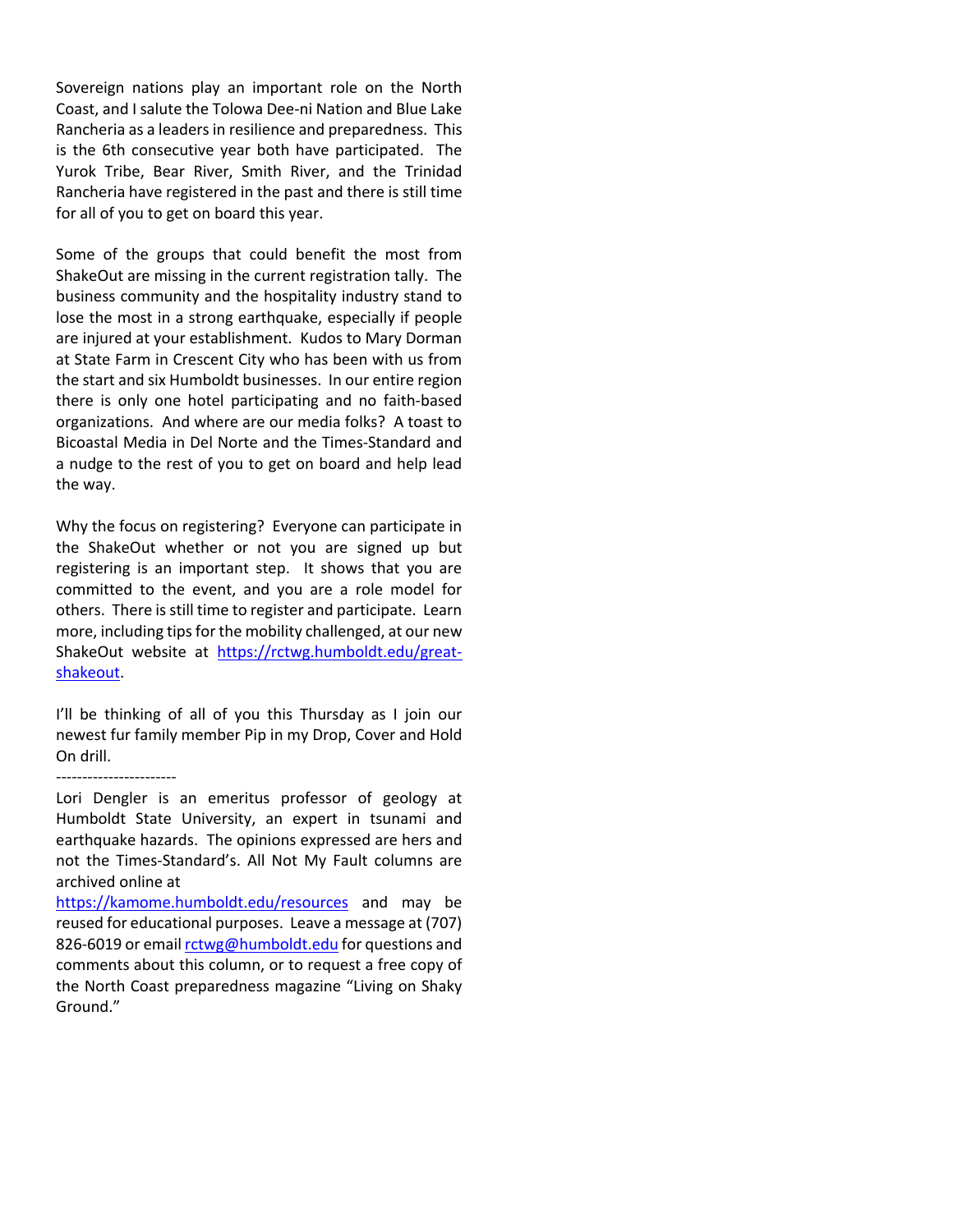Sovereign nations play an important role on the North Coast, and I salute the Tolowa Dee-ni Nation and Blue Lake Rancheria as a leaders in resilience and preparedness. This is the 6th consecutive year both have participated. The Yurok Tribe, Bear River, Smith River, and the Trinidad Rancheria have registered in the past and there is still time for all of you to get on board this year.

Some of the groups that could benefit the most from ShakeOut are missing in the current registration tally. The business community and the hospitality industry stand to lose the most in a strong earthquake, especially if people are injured at your establishment. Kudos to Mary Dorman at State Farm in Crescent City who has been with us from the start and six Humboldt businesses. In our entire region there is only one hotel participating and no faith-based organizations. And where are our media folks? A toast to Bicoastal Media in Del Norte and the Times-Standard and a nudge to the rest of you to get on board and help lead the way.

Why the focus on registering? Everyone can participate in the ShakeOut whether or not you are signed up but registering is an important step. It shows that you are committed to the event, and you are a role model for others. There is still time to register and participate. Learn more, including tips for the mobility challenged, at our new ShakeOut website at [https://rctwg.humboldt.edu/great-shakeout](https://rctwg.humboldt.edu/great-shakeout).

I'll be thinking of all of you this Thursday as I join our newest fur family member Pip in my Drop, Cover and Hold On drill.

-----------------------

Lori Dengler is an emeritus professor of geology at Humboldt State University, an expert in tsunami and earthquake hazards. The opinions expressed are hers and not the Times-Standard's. All Not My Fault columns are archived online at [https://kamome.humboldt.edu/resources](https://kamome.humboldt.edu/resources) and may be reused for educational purposes. Leave a message at (707) 826-6019 or email [rctwg@humboldt.edu](mailto:rctwg@humboldt.edu) for questions and comments about this column, or to request a free copy of the North Coast preparedness magazine "Living on Shaky Ground."